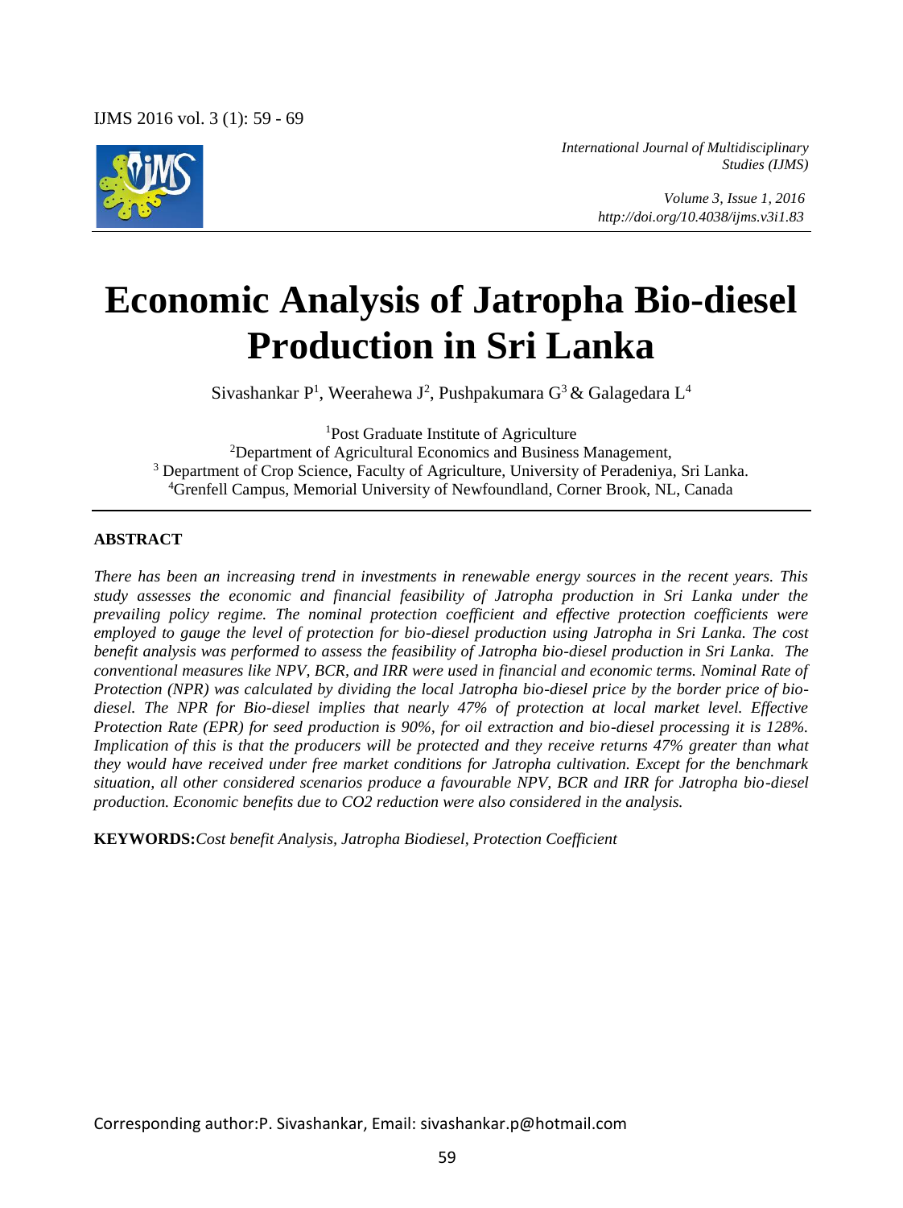*International Journal of Multidisciplinary Studies (IJMS)*

*Volume 3, Issue 1, 2016*
*http://doi.org/10.4038/ijms.v3i1.83*

# Economic Analysis of Jatropha Bio-diesel Production in Sri Lanka

Sivashankar P[1], Weerahewa J[2], Pushpakumara G[3] & Galagedara L[4]

[1]Post Graduate Institute of Agriculture
[2]Department of Agricultural Economics and Business Management,
[3] Department of Crop Science, Faculty of Agriculture, University of Peradeniya, Sri Lanka.
[4]Grenfell Campus, Memorial University of Newfoundland, Corner Brook, NL, Canada

## ABSTRACT

*There has been an increasing trend in investments in renewable energy sources in the recent years. This study assesses the economic and financial feasibility of Jatropha production in Sri Lanka under the prevailing policy regime. The nominal protection coefficient and effective protection coefficients were employed to gauge the level of protection for bio-diesel production using Jatropha in Sri Lanka. The cost benefit analysis was performed to assess the feasibility of Jatropha bio-diesel production in Sri Lanka. The conventional measures like NPV, BCR, and IRR were used in financial and economic terms. Nominal Rate of Protection (NPR) was calculated by dividing the local Jatropha bio-diesel price by the border price of bio-diesel. The NPR for Bio-diesel implies that nearly 47% of protection at local market level. Effective Protection Rate (EPR) for seed production is 90%, for oil extraction and bio-diesel processing it is 128%. Implication of this is that the producers will be protected and they receive returns 47% greater than what they would have received under free market conditions for Jatropha cultivation. Except for the benchmark situation, all other considered scenarios produce a favourable NPV, BCR and IRR for Jatropha bio-diesel production. Economic benefits due to CO2 reduction were also considered in the analysis.*

**KEYWORDS:** *Cost benefit Analysis, Jatropha Biodiesel, Protection Coefficient*

Corresponding author: P. Sivashankar, Email: sivashankar.p@hotmail.com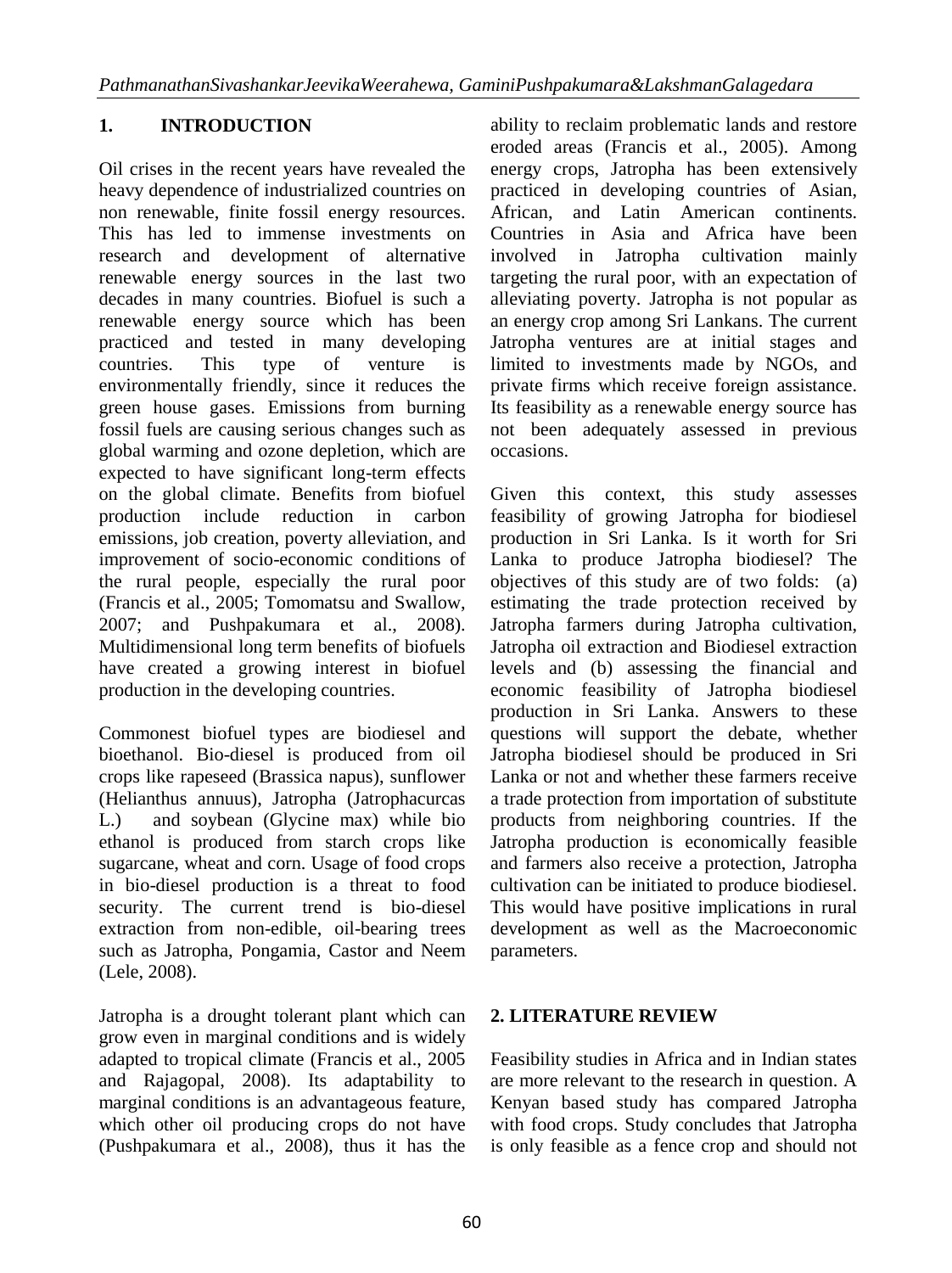## 1. INTRODUCTION

Oil crises in the recent years have revealed the heavy dependence of industrialized countries on non renewable, finite fossil energy resources. This has led to immense investments on research and development of alternative renewable energy sources in the last two decades in many countries. Biofuel is such a renewable energy source which has been practiced and tested in many developing countries. This type of venture is environmentally friendly, since it reduces the green house gases. Emissions from burning fossil fuels are causing serious changes such as global warming and ozone depletion, which are expected to have significant long-term effects on the global climate. Benefits from biofuel production include reduction in carbon emissions, job creation, poverty alleviation, and improvement of socio-economic conditions of the rural people, especially the rural poor (Francis et al., 2005; Tomomatsu and Swallow, 2007; and Pushpakumara et al., 2008). Multidimensional long term benefits of biofuels have created a growing interest in biofuel production in the developing countries.

Commonest biofuel types are biodiesel and bioethanol. Bio-diesel is produced from oil crops like rapeseed (Brassica napus), sunflower (Helianthus annuus), Jatropha (Jatrophacurcas L.) and soybean (Glycine max) while bio ethanol is produced from starch crops like sugarcane, wheat and corn. Usage of food crops in bio-diesel production is a threat to food security. The current trend is bio-diesel extraction from non-edible, oil-bearing trees such as Jatropha, Pongamia, Castor and Neem (Lele, 2008).

Jatropha is a drought tolerant plant which can grow even in marginal conditions and is widely adapted to tropical climate (Francis et al., 2005 and Rajagopal, 2008). Its adaptability to marginal conditions is an advantageous feature, which other oil producing crops do not have (Pushpakumara et al., 2008), thus it has the ability to reclaim problematic lands and restore eroded areas (Francis et al., 2005). Among energy crops, Jatropha has been extensively practiced in developing countries of Asian, African, and Latin American continents. Countries in Asia and Africa have been involved in Jatropha cultivation mainly targeting the rural poor, with an expectation of alleviating poverty. Jatropha is not popular as an energy crop among Sri Lankans. The current Jatropha ventures are at initial stages and limited to investments made by NGOs, and private firms which receive foreign assistance. Its feasibility as a renewable energy source has not been adequately assessed in previous occasions.

Given this context, this study assesses feasibility of growing Jatropha for biodiesel production in Sri Lanka. Is it worth for Sri Lanka to produce Jatropha biodiesel? The objectives of this study are of two folds: (a) estimating the trade protection received by Jatropha farmers during Jatropha cultivation, Jatropha oil extraction and Biodiesel extraction levels and (b) assessing the financial and economic feasibility of Jatropha biodiesel production in Sri Lanka. Answers to these questions will support the debate, whether Jatropha biodiesel should be produced in Sri Lanka or not and whether these farmers receive a trade protection from importation of substitute products from neighboring countries. If the Jatropha production is economically feasible and farmers also receive a protection, Jatropha cultivation can be initiated to produce biodiesel. This would have positive implications in rural development as well as the Macroeconomic parameters.

## 2. LITERATURE REVIEW

Feasibility studies in Africa and in Indian states are more relevant to the research in question. A Kenyan based study has compared Jatropha with food crops. Study concludes that Jatropha is only feasible as a fence crop and should not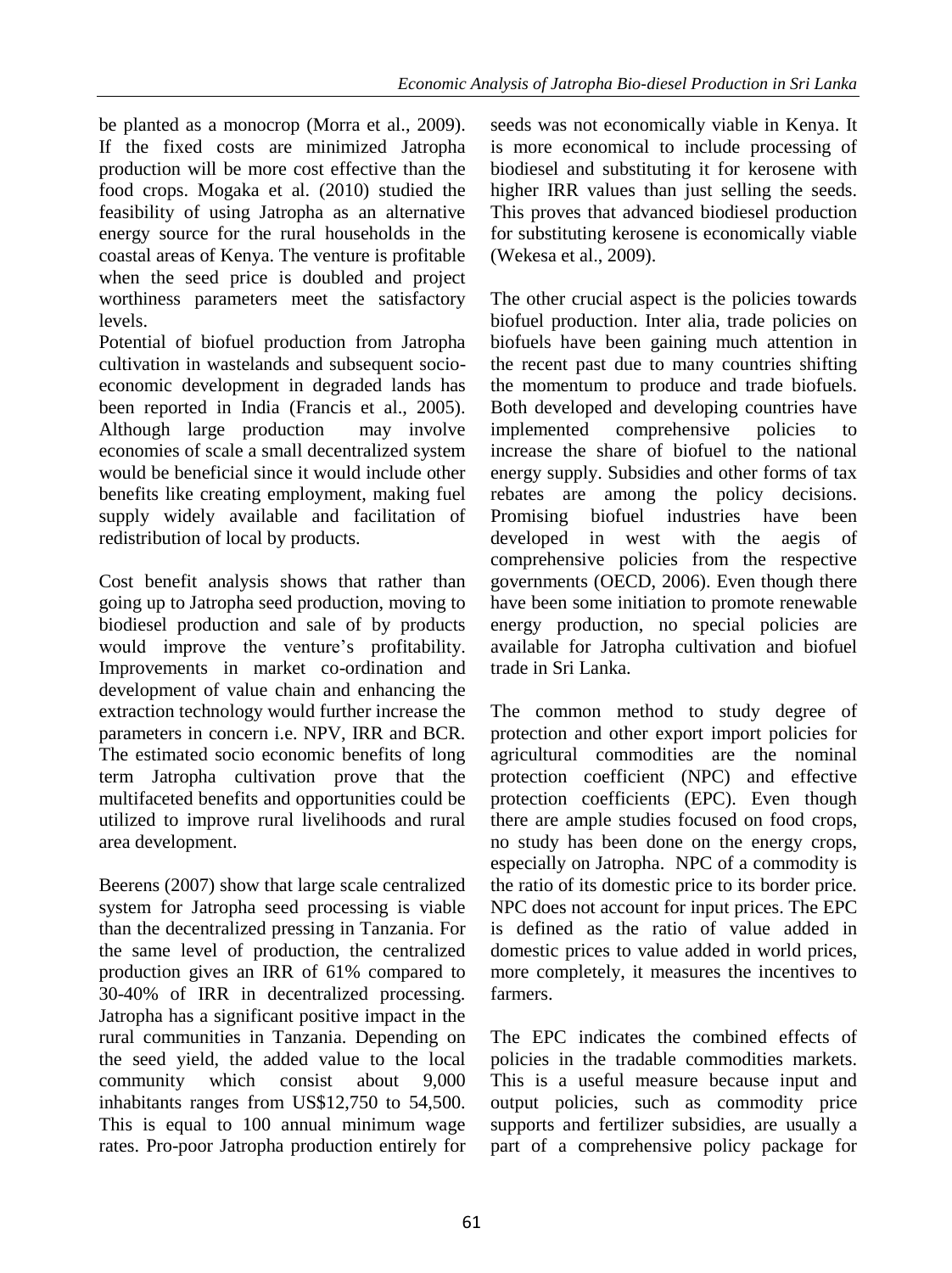be planted as a monocrop (Morra et al., 2009). If the fixed costs are minimized Jatropha production will be more cost effective than the food crops. Mogaka et al. (2010) studied the feasibility of using Jatropha as an alternative energy source for the rural households in the coastal areas of Kenya. The venture is profitable when the seed price is doubled and project worthiness parameters meet the satisfactory levels.

Potential of biofuel production from Jatropha cultivation in wastelands and subsequent socio-economic development in degraded lands has been reported in India (Francis et al., 2005). Although large production may involve economies of scale a small decentralized system would be beneficial since it would include other benefits like creating employment, making fuel supply widely available and facilitation of redistribution of local by products.

Cost benefit analysis shows that rather than going up to Jatropha seed production, moving to biodiesel production and sale of by products would improve the venture's profitability. Improvements in market co-ordination and development of value chain and enhancing the extraction technology would further increase the parameters in concern i.e. NPV, IRR and BCR. The estimated socio economic benefits of long term Jatropha cultivation prove that the multifaceted benefits and opportunities could be utilized to improve rural livelihoods and rural area development.

Beerens (2007) show that large scale centralized system for Jatropha seed processing is viable than the decentralized pressing in Tanzania. For the same level of production, the centralized production gives an IRR of 61% compared to 30-40% of IRR in decentralized processing. Jatropha has a significant positive impact in the rural communities in Tanzania. Depending on the seed yield, the added value to the local community which consist about 9,000 inhabitants ranges from US$12,750 to 54,500. This is equal to 100 annual minimum wage rates. Pro-poor Jatropha production entirely for seeds was not economically viable in Kenya. It is more economical to include processing of biodiesel and substituting it for kerosene with higher IRR values than just selling the seeds. This proves that advanced biodiesel production for substituting kerosene is economically viable (Wekesa et al., 2009).

The other crucial aspect is the policies towards biofuel production. Inter alia, trade policies on biofuels have been gaining much attention in the recent past due to many countries shifting the momentum to produce and trade biofuels. Both developed and developing countries have implemented comprehensive policies to increase the share of biofuel to the national energy supply. Subsidies and other forms of tax rebates are among the policy decisions. Promising biofuel industries have been developed in west with the aegis of comprehensive policies from the respective governments (OECD, 2006). Even though there have been some initiation to promote renewable energy production, no special policies are available for Jatropha cultivation and biofuel trade in Sri Lanka.

The common method to study degree of protection and other export import policies for agricultural commodities are the nominal protection coefficient (NPC) and effective protection coefficients (EPC). Even though there are ample studies focused on food crops, no study has been done on the energy crops, especially on Jatropha. NPC of a commodity is the ratio of its domestic price to its border price. NPC does not account for input prices. The EPC is defined as the ratio of value added in domestic prices to value added in world prices, more completely, it measures the incentives to farmers.

The EPC indicates the combined effects of policies in the tradable commodities markets. This is a useful measure because input and output policies, such as commodity price supports and fertilizer subsidies, are usually a part of a comprehensive policy package for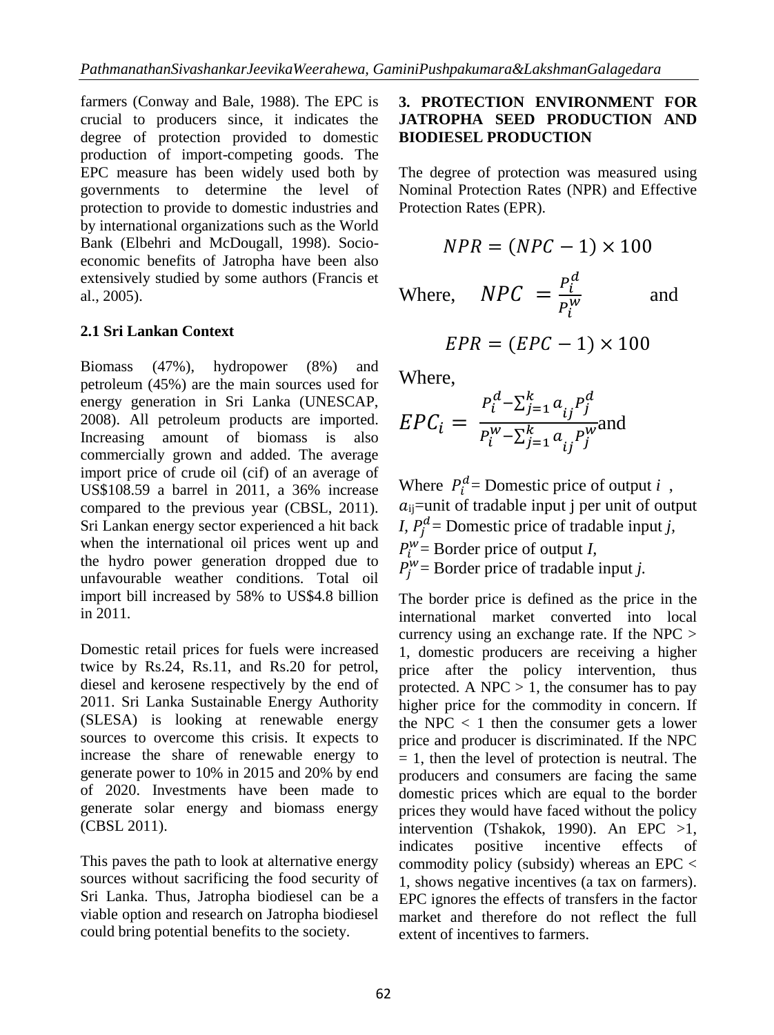farmers (Conway and Bale, 1988). The EPC is crucial to producers since, it indicates the degree of protection provided to domestic production of import-competing goods. The EPC measure has been widely used both by governments to determine the level of protection to provide to domestic industries and by international organizations such as the World Bank (Elbehri and McDougall, 1998). Socio-economic benefits of Jatropha have been also extensively studied by some authors (Francis et al., 2005).

### 2.1 Sri Lankan Context

Biomass (47%), hydropower (8%) and petroleum (45%) are the main sources used for energy generation in Sri Lanka (UNESCAP, 2008). All petroleum products are imported. Increasing amount of biomass is also commercially grown and added. The average import price of crude oil (cif) of an average of US$108.59 a barrel in 2011, a 36% increase compared to the previous year (CBSL, 2011). Sri Lankan energy sector experienced a hit back when the international oil prices went up and the hydro power generation dropped due to unfavourable weather conditions. Total oil import bill increased by 58% to US$4.8 billion in 2011.

Domestic retail prices for fuels were increased twice by Rs.24, Rs.11, and Rs.20 for petrol, diesel and kerosene respectively by the end of 2011. Sri Lanka Sustainable Energy Authority (SLESA) is looking at renewable energy sources to overcome this crisis. It expects to increase the share of renewable energy to generate power to 10% in 2015 and 20% by end of 2020. Investments have been made to generate solar energy and biomass energy (CBSL 2011).

This paves the path to look at alternative energy sources without sacrificing the food security of Sri Lanka. Thus, Jatropha biodiesel can be a viable option and research on Jatropha biodiesel could bring potential benefits to the society.

## 3. PROTECTION ENVIRONMENT FOR JATROPHA SEED PRODUCTION AND BIODIESEL PRODUCTION

The degree of protection was measured using Nominal Protection Rates (NPR) and Effective Protection Rates (EPR).

$$NPR = (NPC - 1) \times 100$$

Where, $NPC = \frac{P_i^d}{P_i^w}$ and

$$EPR = (EPC - 1) \times 100$$

Where,

$$EPC_i = \frac{P_i^d - \sum_{j=1}^{k} a_{ij} P_j^d}{P_i^w - \sum_{j=1}^{k} a_{ij} P_j^w} \text{and}$$

Where $P_i^d$ = Domestic price of output $i$, $a_{ij}$=unit of tradable input j per unit of output $I$, $P_j^d$ = Domestic price of tradable input $j$, $P_i^w$ = Border price of output $I$, $P_j^w$ = Border price of tradable input $j$.

The border price is defined as the price in the international market converted into local currency using an exchange rate. If the NPC > 1, domestic producers are receiving a higher price after the policy intervention, thus protected. A NPC > 1, the consumer has to pay higher price for the commodity in concern. If the NPC < 1 then the consumer gets a lower price and producer is discriminated. If the NPC = 1, then the level of protection is neutral. The producers and consumers are facing the same domestic prices which are equal to the border prices they would have faced without the policy intervention (Tshakok, 1990). An EPC >1, indicates positive incentive effects of commodity policy (subsidy) whereas an EPC < 1, shows negative incentives (a tax on farmers). EPC ignores the effects of transfers in the factor market and therefore do not reflect the full extent of incentives to farmers.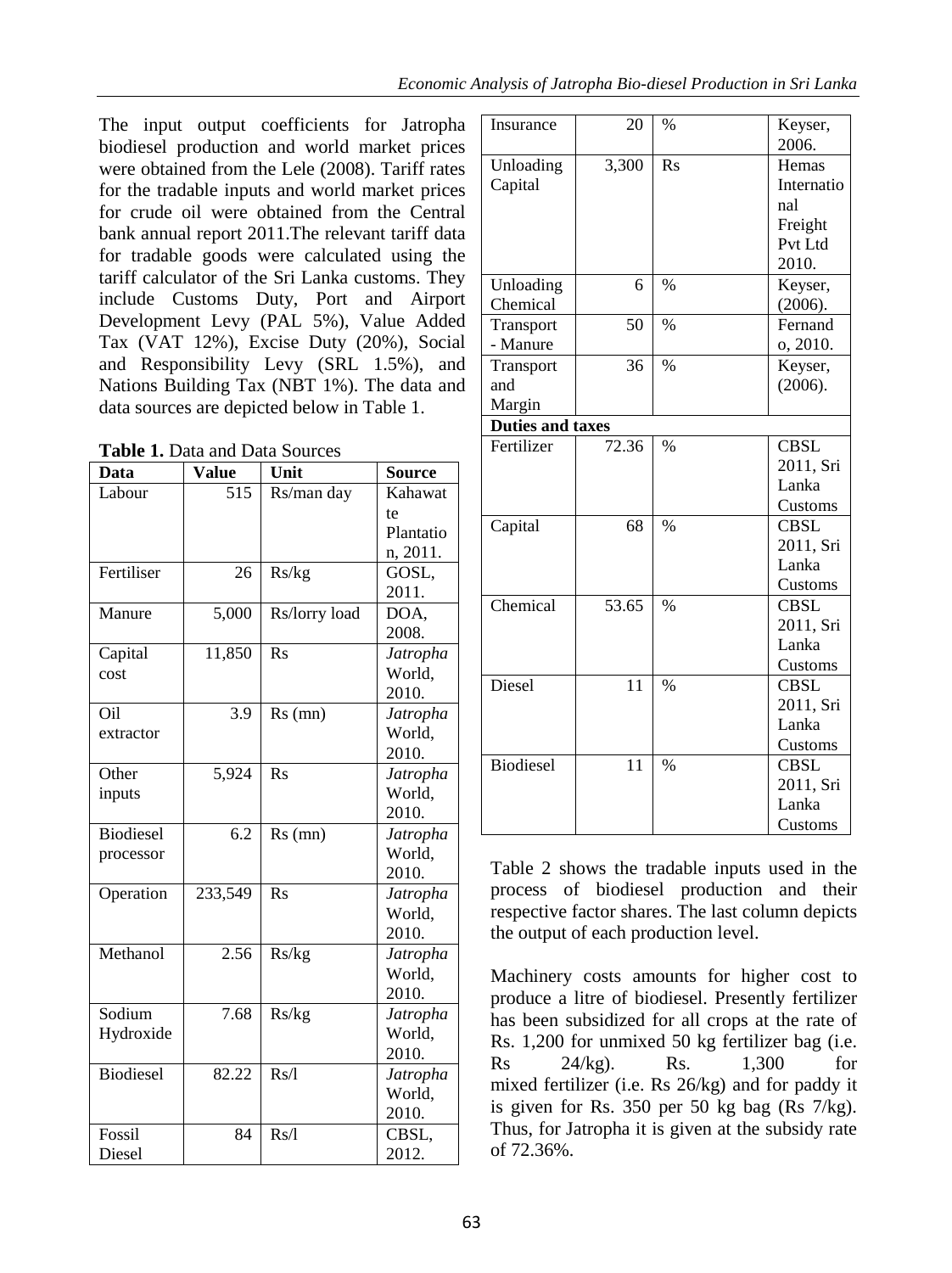The input output coefficients for Jatropha biodiesel production and world market prices were obtained from the Lele (2008). Tariff rates for the tradable inputs and world market prices for crude oil were obtained from the Central bank annual report 2011.The relevant tariff data for tradable goods were calculated using the tariff calculator of the Sri Lanka customs. They include Customs Duty, Port and Airport Development Levy (PAL 5%), Value Added Tax (VAT 12%), Excise Duty (20%), Social and Responsibility Levy (SRL 1.5%), and Nations Building Tax (NBT 1%). The data and data sources are depicted below in Table 1.

**Table 1.** Data and Data Sources

| Data | Value | Unit | Source |
|---|---|---|---|
| Labour | 515 | Rs/man day | Kahawatte Plantation, 2011. |
| Fertiliser | 26 | Rs/kg | GOSL, 2011. |
| Manure | 5,000 | Rs/lorry load | DOA, 2008. |
| Capital cost | 11,850 | Rs | *Jatropha* World, 2010. |
| Oil extractor | 3.9 | Rs (mn) | *Jatropha* World, 2010. |
| Other inputs | 5,924 | Rs | *Jatropha* World, 2010. |
| Biodiesel processor | 6.2 | Rs (mn) | *Jatropha* World, 2010. |
| Operation | 233,549 | Rs | *Jatropha* World, 2010. |
| Methanol | 2.56 | Rs/kg | *Jatropha* World, 2010. |
| Sodium Hydroxide | 7.68 | Rs/kg | *Jatropha* World, 2010. |
| Biodiesel | 82.22 | Rs/l | *Jatropha* World, 2010. |
| Fossil Diesel | 84 | Rs/l | CBSL, 2012. |
| Insurance | 20 | % | Keyser, 2006. |
| Unloading Capital | 3,300 | Rs | Hemas International Freight Pvt Ltd 2010. |
| Unloading Chemical | 6 | % | Keyser, (2006). |
| Transport - Manure | 50 | % | Fernando, 2010. |
| Transport and Margin | 36 | % | Keyser, (2006). |
| **Duties and taxes** | | | |
| Fertilizer | 72.36 | % | CBSL 2011, Sri Lanka Customs |
| Capital | 68 | % | CBSL 2011, Sri Lanka Customs |
| Chemical | 53.65 | % | CBSL 2011, Sri Lanka Customs |
| Diesel | 11 | % | CBSL 2011, Sri Lanka Customs |
| Biodiesel | 11 | % | CBSL 2011, Sri Lanka Customs |

Table 2 shows the tradable inputs used in the process of biodiesel production and their respective factor shares. The last column depicts the output of each production level.

Machinery costs amounts for higher cost to produce a litre of biodiesel. Presently fertilizer has been subsidized for all crops at the rate of Rs. 1,200 for unmixed 50 kg fertilizer bag (i.e. Rs 24/kg). Rs. 1,300 for mixed fertilizer (i.e. Rs 26/kg) and for paddy it is given for Rs. 350 per 50 kg bag (Rs 7/kg). Thus, for Jatropha it is given at the subsidy rate of 72.36%.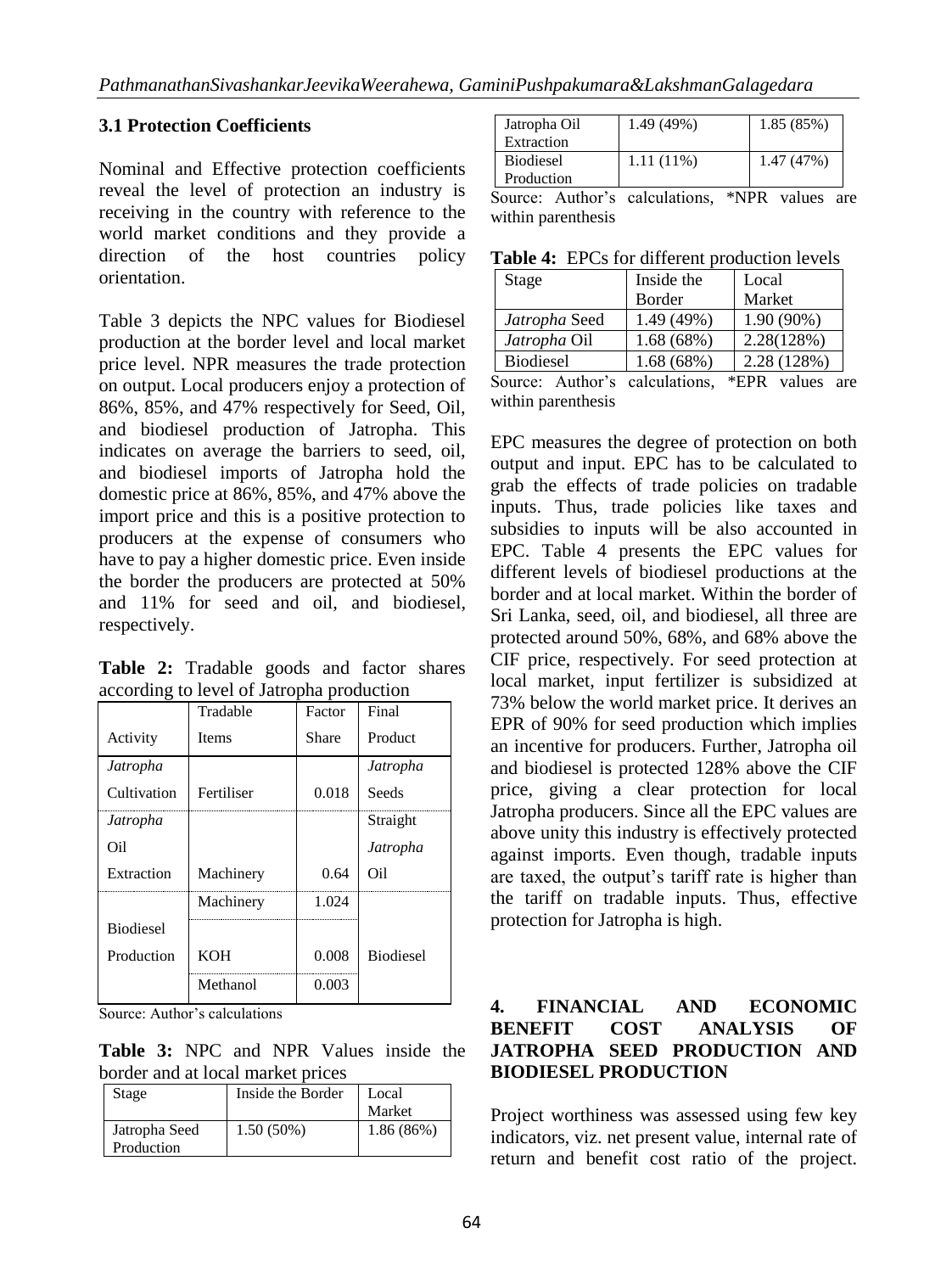### 3.1 Protection Coefficients

Nominal and Effective protection coefficients reveal the level of protection an industry is receiving in the country with reference to the world market conditions and they provide a direction of the host countries policy orientation.

Table 3 depicts the NPC values for Biodiesel production at the border level and local market price level. NPR measures the trade protection on output. Local producers enjoy a protection of 86%, 85%, and 47% respectively for Seed, Oil, and biodiesel production of Jatropha. This indicates on average the barriers to seed, oil, and biodiesel imports of Jatropha hold the domestic price at 86%, 85%, and 47% above the import price and this is a positive protection to producers at the expense of consumers who have to pay a higher domestic price. Even inside the border the producers are protected at 50% and 11% for seed and oil, and biodiesel, respectively.

**Table 2:** Tradable goods and factor shares according to level of Jatropha production

| Activity | Tradable Items | Factor Share | Final Product |
|---|---|---|---|
| *Jatropha* Cultivation | Fertiliser | 0.018 | *Jatropha* Seeds |
| *Jatropha* Oil Extraction | Machinery | 0.64 | Straight *Jatropha* Oil |
| Biodiesel Production | Machinery | 1.024 | Biodiesel |
| | KOH | 0.008 | |
| | Methanol | 0.003 | |

Source: Author's calculations

**Table 3:** NPC and NPR Values inside the border and at local market prices

| Stage | Inside the Border | Local Market |
|---|---|---|
| Jatropha Seed Production | 1.50 (50%) | 1.86 (86%) |
| Jatropha Oil Extraction | 1.49 (49%) | 1.85 (85%) |
| Biodiesel Production | 1.11 (11%) | 1.47 (47%) |

Source: Author's calculations, *NPR values are within parenthesis

**Table 4:** EPCs for different production levels

| Stage | Inside the Border | Local Market |
|---|---|---|
| *Jatropha* Seed | 1.49 (49%) | 1.90 (90%) |
| *Jatropha* Oil | 1.68 (68%) | 2.28(128%) |
| Biodiesel | 1.68 (68%) | 2.28 (128%) |

Source: Author's calculations, *EPR values are within parenthesis

EPC measures the degree of protection on both output and input. EPC has to be calculated to grab the effects of trade policies on tradable inputs. Thus, trade policies like taxes and subsidies to inputs will be also accounted in EPC. Table 4 presents the EPC values for different levels of biodiesel productions at the border and at local market. Within the border of Sri Lanka, seed, oil, and biodiesel, all three are protected around 50%, 68%, and 68% above the CIF price, respectively. For seed protection at local market, input fertilizer is subsidized at 73% below the world market price. It derives an EPR of 90% for seed production which implies an incentive for producers. Further, Jatropha oil and biodiesel is protected 128% above the CIF price, giving a clear protection for local Jatropha producers. Since all the EPC values are above unity this industry is effectively protected against imports. Even though, tradable inputs are taxed, the output's tariff rate is higher than the tariff on tradable inputs. Thus, effective protection for Jatropha is high.

## 4. FINANCIAL AND ECONOMIC BENEFIT COST ANALYSIS OF JATROPHA SEED PRODUCTION AND BIODIESEL PRODUCTION

Project worthiness was assessed using few key indicators, viz. net present value, internal rate of return and benefit cost ratio of the project.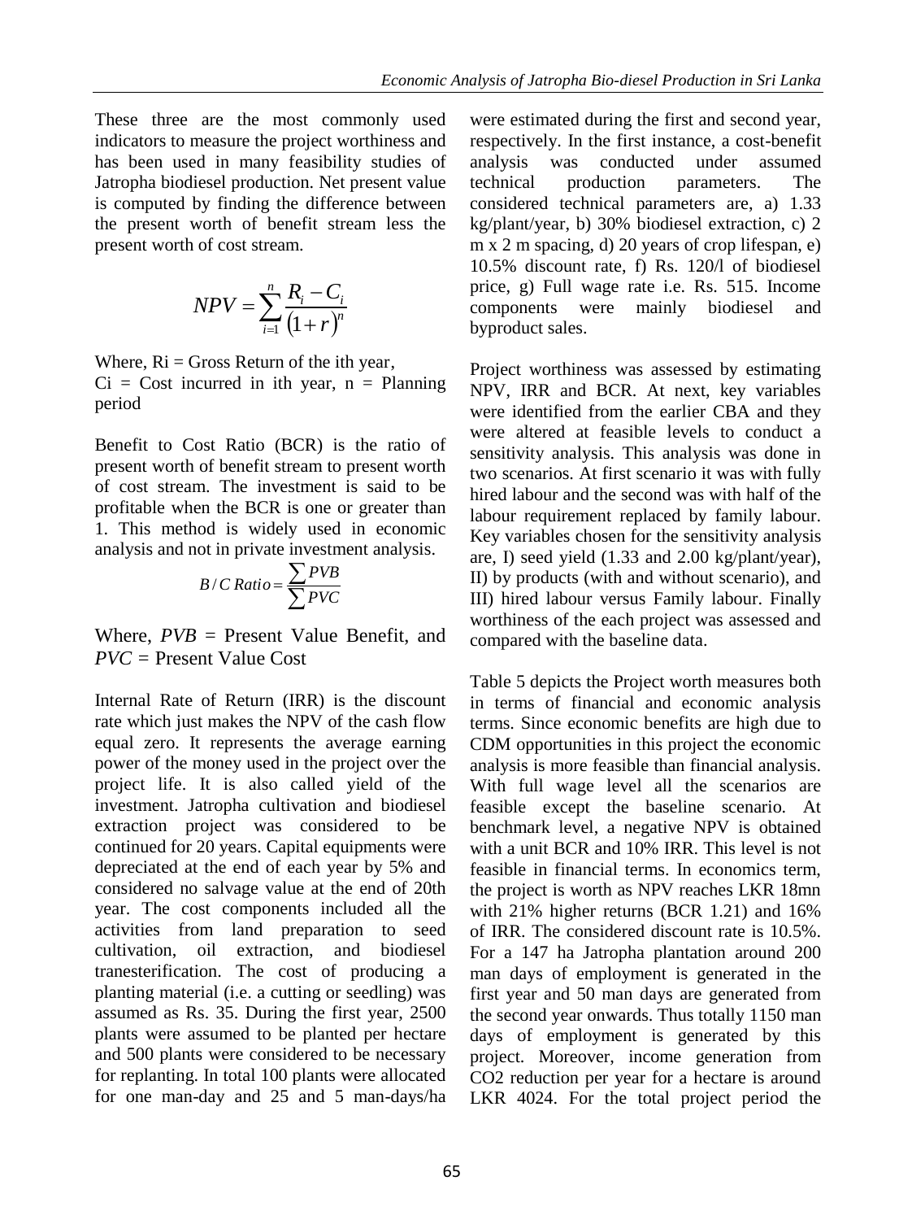These three are the most commonly used indicators to measure the project worthiness and has been used in many feasibility studies of Jatropha biodiesel production. Net present value is computed by finding the difference between the present worth of benefit stream less the present worth of cost stream.

$$NPV = \sum_{i=1}^{n} \frac{R_i - C_i}{(1+r)^n}$$

Where, Ri = Gross Return of the ith year,
Ci = Cost incurred in ith year, n = Planning period

Benefit to Cost Ratio (BCR) is the ratio of present worth of benefit stream to present worth of cost stream. The investment is said to be profitable when the BCR is one or greater than 1. This method is widely used in economic analysis and not in private investment analysis.

$$B/C\ Ratio = \frac{\sum PVB}{\sum PVC}$$

Where, *PVB* = Present Value Benefit, and *PVC* = Present Value Cost

Internal Rate of Return (IRR) is the discount rate which just makes the NPV of the cash flow equal zero. It represents the average earning power of the money used in the project over the project life. It is also called yield of the investment. Jatropha cultivation and biodiesel extraction project was considered to be continued for 20 years. Capital equipments were depreciated at the end of each year by 5% and considered no salvage value at the end of 20th year. The cost components included all the activities from land preparation to seed cultivation, oil extraction, and biodiesel tranesterification. The cost of producing a planting material (i.e. a cutting or seedling) was assumed as Rs. 35. During the first year, 2500 plants were assumed to be planted per hectare and 500 plants were considered to be necessary for replanting. In total 100 plants were allocated for one man-day and 25 and 5 man-days/ha were estimated during the first and second year, respectively. In the first instance, a cost-benefit analysis was conducted under assumed technical production parameters. The considered technical parameters are, a) 1.33 kg/plant/year, b) 30% biodiesel extraction, c) 2 m x 2 m spacing, d) 20 years of crop lifespan, e) 10.5% discount rate, f) Rs. 120/l of biodiesel price, g) Full wage rate i.e. Rs. 515. Income components were mainly biodiesel and byproduct sales.

Project worthiness was assessed by estimating NPV, IRR and BCR. At next, key variables were identified from the earlier CBA and they were altered at feasible levels to conduct a sensitivity analysis. This analysis was done in two scenarios. At first scenario it was with fully hired labour and the second was with half of the labour requirement replaced by family labour. Key variables chosen for the sensitivity analysis are, I) seed yield (1.33 and 2.00 kg/plant/year), II) by products (with and without scenario), and III) hired labour versus Family labour. Finally worthiness of the each project was assessed and compared with the baseline data.

Table 5 depicts the Project worth measures both in terms of financial and economic analysis terms. Since economic benefits are high due to CDM opportunities in this project the economic analysis is more feasible than financial analysis. With full wage level all the scenarios are feasible except the baseline scenario. At benchmark level, a negative NPV is obtained with a unit BCR and 10% IRR. This level is not feasible in financial terms. In economics term, the project is worth as NPV reaches LKR 18mn with 21% higher returns (BCR 1.21) and 16% of IRR. The considered discount rate is 10.5%. For a 147 ha Jatropha plantation around 200 man days of employment is generated in the first year and 50 man days are generated from the second year onwards. Thus totally 1150 man days of employment is generated by this project. Moreover, income generation from $CO_2$ reduction per year for a hectare is around LKR 4024. For the total project period the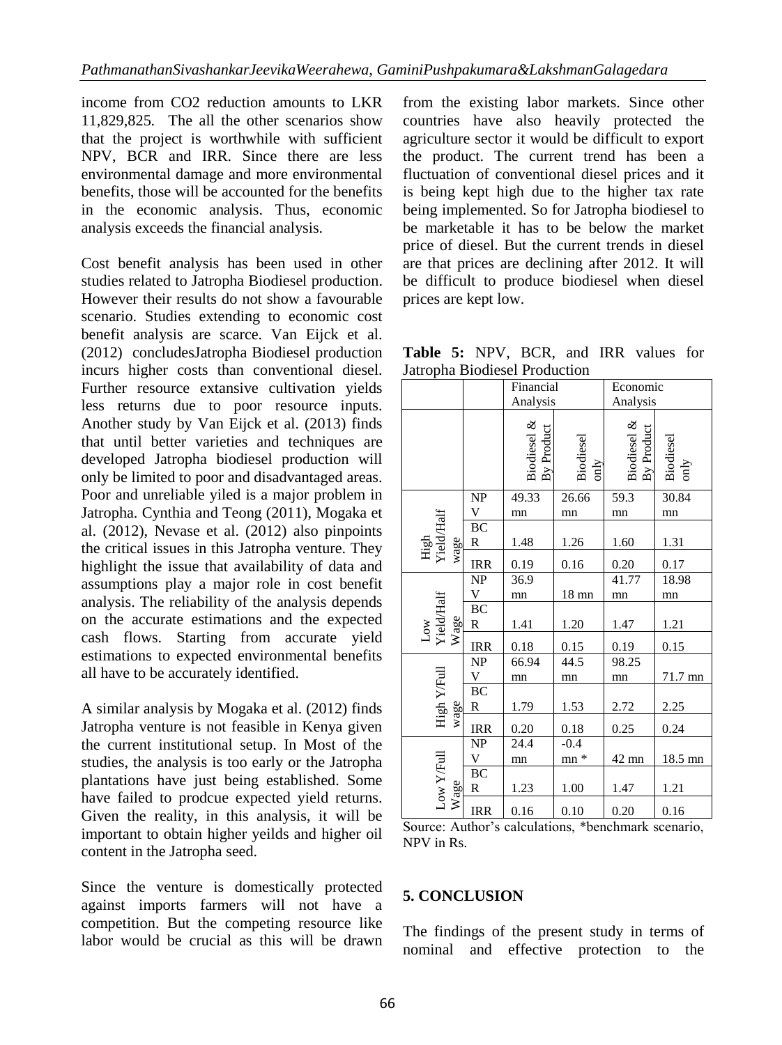income from CO2 reduction amounts to LKR 11,829,825. The all the other scenarios show that the project is worthwhile with sufficient NPV, BCR and IRR. Since there are less environmental damage and more environmental benefits, those will be accounted for the benefits in the economic analysis. Thus, economic analysis exceeds the financial analysis.

Cost benefit analysis has been used in other studies related to Jatropha Biodiesel production. However their results do not show a favourable scenario. Studies extending to economic cost benefit analysis are scarce. Van Eijck et al. (2012) concludesJatropha Biodiesel production incurs higher costs than conventional diesel. Further resource extansive cultivation yields less returns due to poor resource inputs. Another study by Van Eijck et al. (2013) finds that until better varieties and techniques are developed Jatropha biodiesel production will only be limited to poor and disadvantaged areas. Poor and unreliable yiled is a major problem in Jatropha. Cynthia and Teong (2011), Mogaka et al. (2012), Nevase et al. (2012) also pinpoints the critical issues in this Jatropha venture. They highlight the issue that availability of data and assumptions play a major role in cost benefit analysis. The reliability of the analysis depends on the accurate estimations and the expected cash flows. Starting from accurate yield estimations to expected environmental benefits all have to be accurately identified.

A similar analysis by Mogaka et al. (2012) finds Jatropha venture is not feasible in Kenya given the current institutional setup. In Most of the studies, the analysis is too early or the Jatropha plantations have just being established. Some have failed to prodcue expected yield returns. Given the reality, in this analysis, it will be important to obtain higher yeilds and higher oil content in the Jatropha seed.

Since the venture is domestically protected against imports farmers will not have a competition. But the competing resource like labor would be crucial as this will be drawn from the existing labor markets. Since other countries have also heavily protected the agriculture sector it would be difficult to export the product. The current trend has been a fluctuation of conventional diesel prices and it is being kept high due to the higher tax rate being implemented. So for Jatropha biodiesel to be marketable it has to be below the market price of diesel. But the current trends in diesel are that prices are declining after 2012. It will be difficult to produce biodiesel when diesel prices are kept low.

**Table 5:** NPV, BCR, and IRR values for Jatropha Biodiesel Production

| | | Financial Analysis | | Economic Analysis | |
|---|---|---|---|---|---|
| | | Biodiesel & By Product | Biodiesel only | Biodiesel & By Product | Biodiesel only |
| High Yield/Half wage | NPV | 49.33 mn | 26.66 mn | 59.3 mn | 30.84 mn |
| | BCR | 1.48 | 1.26 | 1.60 | 1.31 |
| | IRR | 0.19 | 0.16 | 0.20 | 0.17 |
| Low Yield/Half Wage | NPV | 36.9 mn | 18 mn | 41.77 mn | 18.98 mn |
| | BCR | 1.41 | 1.20 | 1.47 | 1.21 |
| | IRR | 0.18 | 0.15 | 0.19 | 0.15 |
| High Y/Full wage | NPV | 66.94 mn | 44.5 mn | 98.25 mn | 71.7 mn |
| | BCR | 1.79 | 1.53 | 2.72 | 2.25 |
| | IRR | 0.20 | 0.18 | 0.25 | 0.24 |
| Low Y/Full Wage | NPV | 24.4 mn | -0.4 mn * | 42 mn | 18.5 mn |
| | BCR | 1.23 | 1.00 | 1.47 | 1.21 |
| | IRR | 0.16 | 0.10 | 0.20 | 0.16 |

Source: Author's calculations, *benchmark scenario, NPV in Rs.

## 5. CONCLUSION

The findings of the present study in terms of nominal and effective protection to the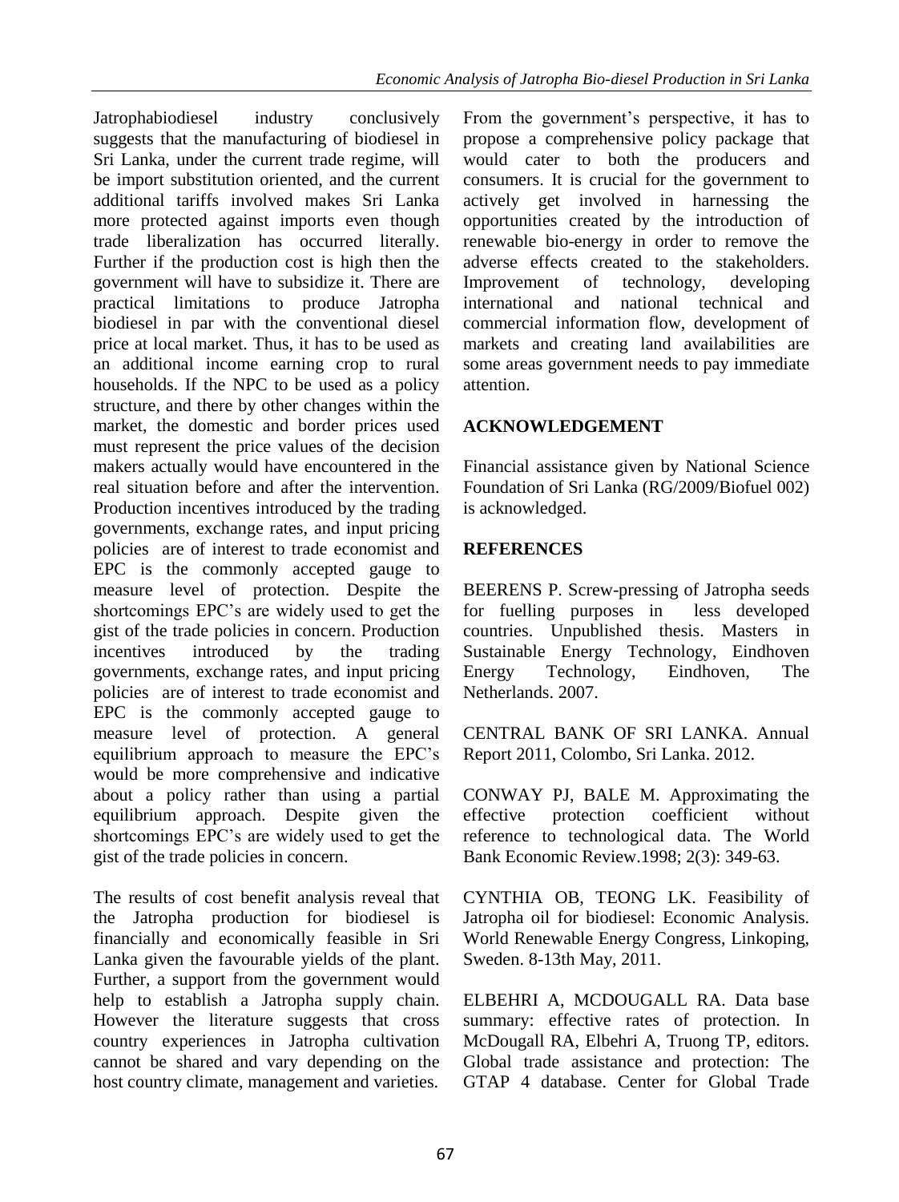Jatrophabiodiesel industry conclusively suggests that the manufacturing of biodiesel in Sri Lanka, under the current trade regime, will be import substitution oriented, and the current additional tariffs involved makes Sri Lanka more protected against imports even though trade liberalization has occurred literally. Further if the production cost is high then the government will have to subsidize it. There are practical limitations to produce Jatropha biodiesel in par with the conventional diesel price at local market. Thus, it has to be used as an additional income earning crop to rural households. If the NPC to be used as a policy structure, and there by other changes within the market, the domestic and border prices used must represent the price values of the decision makers actually would have encountered in the real situation before and after the intervention. Production incentives introduced by the trading governments, exchange rates, and input pricing policies are of interest to trade economist and EPC is the commonly accepted gauge to measure level of protection. Despite the shortcomings EPC's are widely used to get the gist of the trade policies in concern. Production incentives introduced by the trading governments, exchange rates, and input pricing policies are of interest to trade economist and EPC is the commonly accepted gauge to measure level of protection. A general equilibrium approach to measure the EPC's would be more comprehensive and indicative about a policy rather than using a partial equilibrium approach. Despite given the shortcomings EPC's are widely used to get the gist of the trade policies in concern.

The results of cost benefit analysis reveal that the Jatropha production for biodiesel is financially and economically feasible in Sri Lanka given the favourable yields of the plant. Further, a support from the government would help to establish a Jatropha supply chain. However the literature suggests that cross country experiences in Jatropha cultivation cannot be shared and vary depending on the host country climate, management and varieties.

From the government's perspective, it has to propose a comprehensive policy package that would cater to both the producers and consumers. It is crucial for the government to actively get involved in harnessing the opportunities created by the introduction of renewable bio-energy in order to remove the adverse effects created to the stakeholders. Improvement of technology, developing international and national technical and commercial information flow, development of markets and creating land availabilities are some areas government needs to pay immediate attention.

## ACKNOWLEDGEMENT

Financial assistance given by National Science Foundation of Sri Lanka (RG/2009/Biofuel 002) is acknowledged.

## REFERENCES

BEERENS P. Screw-pressing of Jatropha seeds for fuelling purposes in less developed countries. Unpublished thesis. Masters in Sustainable Energy Technology, Eindhoven Energy Technology, Eindhoven, The Netherlands. 2007.

CENTRAL BANK OF SRI LANKA. Annual Report 2011, Colombo, Sri Lanka. 2012.

CONWAY PJ, BALE M. Approximating the effective protection coefficient without reference to technological data. The World Bank Economic Review.1998; 2(3): 349-63.

CYNTHIA OB, TEONG LK. Feasibility of Jatropha oil for biodiesel: Economic Analysis. World Renewable Energy Congress, Linkoping, Sweden. 8-13th May, 2011.

ELBEHRI A, MCDOUGALL RA. Data base summary: effective rates of protection. In McDougall RA, Elbehri A, Truong TP, editors. Global trade assistance and protection: The GTAP 4 database. Center for Global Trade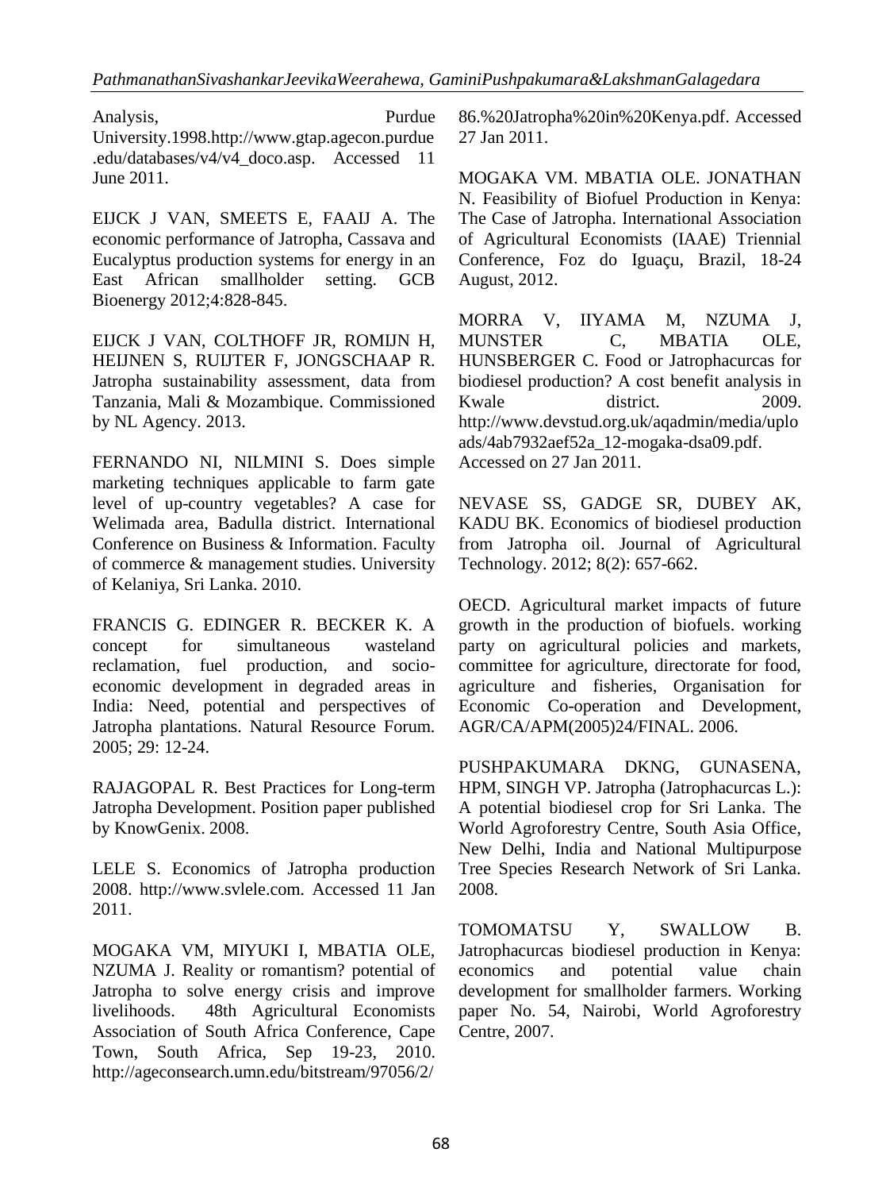Analysis, Purdue University.1998.http://www.gtap.agecon.purdue.edu/databases/v4/v4_doco.asp. Accessed 11 June 2011.

EIJCK J VAN, SMEETS E, FAAIJ A. The economic performance of Jatropha, Cassava and Eucalyptus production systems for energy in an East African smallholder setting. GCB Bioenergy 2012;4:828-845.

EIJCK J VAN, COLTHOFF JR, ROMIJN H, HEIJNEN S, RUIJTER F, JONGSCHAAP R. Jatropha sustainability assessment, data from Tanzania, Mali & Mozambique. Commissioned by NL Agency. 2013.

FERNANDO NI, NILMINI S. Does simple marketing techniques applicable to farm gate level of up-country vegetables? A case for Welimada area, Badulla district. International Conference on Business & Information. Faculty of commerce & management studies. University of Kelaniya, Sri Lanka. 2010.

FRANCIS G. EDINGER R. BECKER K. A concept for simultaneous wasteland reclamation, fuel production, and socio-economic development in degraded areas in India: Need, potential and perspectives of Jatropha plantations. Natural Resource Forum. 2005; 29: 12-24.

RAJAGOPAL R. Best Practices for Long-term Jatropha Development. Position paper published by KnowGenix. 2008.

LELE S. Economics of Jatropha production 2008. http://www.svlele.com. Accessed 11 Jan 2011.

MOGAKA VM, MIYUKI I, MBATIA OLE, NZUMA J. Reality or romantism? potential of Jatropha to solve energy crisis and improve livelihoods. 48th Agricultural Economists Association of South Africa Conference, Cape Town, South Africa, Sep 19-23, 2010. http://ageconsearch.umn.edu/bitstream/97056/2/86.%20Jatropha%20in%20Kenya.pdf. Accessed 27 Jan 2011.

MOGAKA VM. MBATIA OLE. JONATHAN N. Feasibility of Biofuel Production in Kenya: The Case of Jatropha. International Association of Agricultural Economists (IAAE) Triennial Conference, Foz do Iguaçu, Brazil, 18-24 August, 2012.

MORRA V, IIYAMA M, NZUMA J, MUNSTER C, MBATIA OLE, HUNSBERGER C. Food or Jatrophacurcas for biodiesel production? A cost benefit analysis in Kwale district. 2009. http://www.devstud.org.uk/aqadmin/media/uploads/4ab7932aef52a_12-mogaka-dsa09.pdf. Accessed on 27 Jan 2011.

NEVASE SS, GADGE SR, DUBEY AK, KADU BK. Economics of biodiesel production from Jatropha oil. Journal of Agricultural Technology. 2012; 8(2): 657-662.

OECD. Agricultural market impacts of future growth in the production of biofuels. working party on agricultural policies and markets, committee for agriculture, directorate for food, agriculture and fisheries, Organisation for Economic Co-operation and Development, AGR/CA/APM(2005)24/FINAL. 2006.

PUSHPAKUMARA DKNG, GUNASENA, HPM, SINGH VP. Jatropha (Jatrophacurcas L.): A potential biodiesel crop for Sri Lanka. The World Agroforestry Centre, South Asia Office, New Delhi, India and National Multipurpose Tree Species Research Network of Sri Lanka. 2008.

TOMOMATSU Y, SWALLOW B. Jatrophacurcas biodiesel production in Kenya: economics and potential value chain development for smallholder farmers. Working paper No. 54, Nairobi, World Agroforestry Centre, 2007.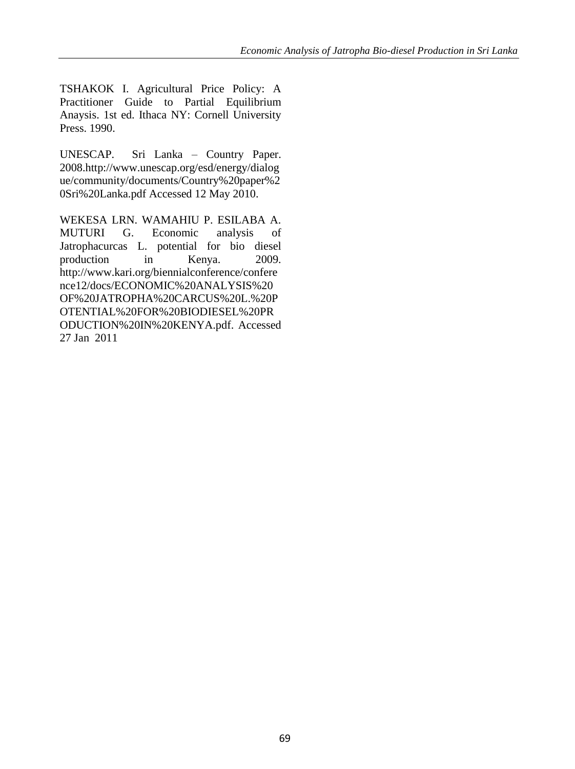TSHAKOK I. Agricultural Price Policy: A Practitioner Guide to Partial Equilibrium Anaysis. 1st ed. Ithaca NY: Cornell University Press. 1990.

UNESCAP. Sri Lanka – Country Paper. 2008.http://www.unescap.org/esd/energy/dialogue/community/documents/Country%20paper%20Sri%20Lanka.pdf Accessed 12 May 2010.

WEKESA LRN. WAMAHIU P. ESILABA A. MUTURI G. Economic analysis of Jatrophacurcas L. potential for bio diesel production in Kenya. 2009. http://www.kari.org/biennialconference/conference12/docs/ECONOMIC%20ANALYSIS%20OF%20JATROPHA%20CARCUS%20L.%20POTENTIAL%20FOR%20BIODIESEL%20PRODUCTION%20IN%20KENYA.pdf. Accessed 27 Jan 2011